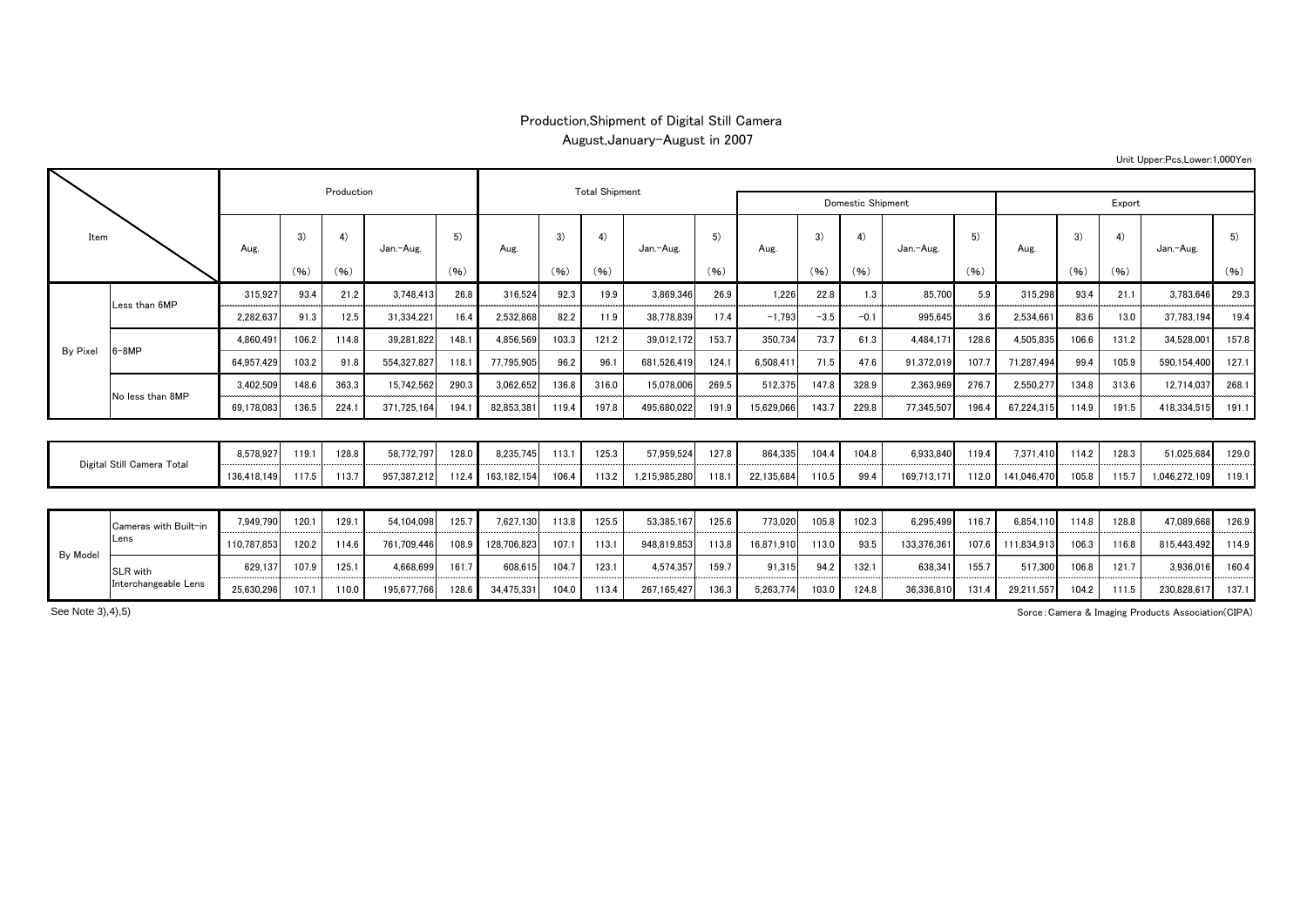# Production,Shipment of Digital Still Camera

August,January-August in 2007

Unit Upper:Pcs,Lower:1,000Yen

| Item | | Production | | | | | Total Shipment | | | | | Domestic Shipment | | | | | Export | | | | |
|---|---|---|---|---|---|---|---|---|---|---|---|---|---|---|---|---|---|---|---|---|---|
| | | Aug. | 3) (%) | 4) (%) | Jan.-Aug. | 5) (%) | Aug. | 3) (%) | 4) (%) | Jan.-Aug. | 5) (%) | Aug. | 3) (%) | 4) (%) | Jan.-Aug. | 5) (%) | Aug. | 3) (%) | 4) (%) | Jan.-Aug. | 5) (%) |
| By Pixel | Less than 6MP | 315,927 | 93.4 | 21.2 | 3,748,413 | 26.8 | 316,524 | 92.3 | 19.9 | 3,869,346 | 26.9 | 1,226 | 22.8 | 1.3 | 85,700 | 5.9 | 315,298 | 93.4 | 21.1 | 3,783,646 | 29.3 |
| | | 2,282,637 | 91.3 | 12.5 | 31,334,221 | 16.4 | 2,532,868 | 82.2 | 11.9 | 38,778,839 | 17.4 | -1,793 | -3.5 | -0.1 | 995,645 | 3.6 | 2,534,661 | 83.6 | 13.0 | 37,783,194 | 19.4 |
| | 6-8MP | 4,860,491 | 106.2 | 114.8 | 39,281,822 | 148.1 | 4,856,569 | 103.3 | 121.2 | 39,012,172 | 153.7 | 350,734 | 73.7 | 61.3 | 4,484,171 | 128.6 | 4,505,835 | 106.6 | 131.2 | 34,528,001 | 157.8 |
| | | 64,957,429 | 103.2 | 91.8 | 554,327,827 | 118.1 | 77,795,905 | 96.2 | 96.1 | 681,526,419 | 124.1 | 6,508,411 | 71.5 | 47.6 | 91,372,019 | 107.7 | 71,287,494 | 99.4 | 105.9 | 590,154,400 | 127.1 |
| | No less than 8MP | 3,402,509 | 148.6 | 363.3 | 15,742,562 | 290.3 | 3,062,652 | 136.8 | 316.0 | 15,078,006 | 269.5 | 512,375 | 147.8 | 328.9 | 2,363,969 | 276.7 | 2,550,277 | 134.8 | 313.6 | 12,714,037 | 268.1 |
| | | 69,178,083 | 136.5 | 224.1 | 371,725,164 | 194.1 | 82,853,381 | 119.4 | 197.8 | 495,680,022 | 191.9 | 15,629,066 | 143.7 | 229.8 | 77,345,507 | 196.4 | 67,224,315 | 114.9 | 191.5 | 418,334,515 | 191.1 |
| Digital Still Camera Total | | 8,578,927 | 119.1 | 128.8 | 58,772,797 | 128.0 | 8,235,745 | 113.1 | 125.3 | 57,959,524 | 127.8 | 864,335 | 104.4 | 104.8 | 6,933,840 | 119.4 | 7,371,410 | 114.2 | 128.3 | 51,025,684 | 129.0 |
| | | 136,418,149 | 117.5 | 113.7 | 957,387,212 | 112.4 | 163,182,154 | 106.4 | 113.2 | 1,215,985,280 | 118.1 | 22,135,684 | 110.5 | 99.4 | 169,713,171 | 112.0 | 141,046,470 | 105.8 | 115.7 | 1,046,272,109 | 119.1 |
| By Model | Cameras with Built-in Lens | 7,949,790 | 120.1 | 129.1 | 54,104,098 | 125.7 | 7,627,130 | 113.8 | 125.5 | 53,385,167 | 125.6 | 773,020 | 105.8 | 102.3 | 6,295,499 | 116.7 | 6,854,110 | 114.8 | 128.8 | 47,089,668 | 126.9 |
| | | 110,787,853 | 120.2 | 114.6 | 761,709,446 | 108.9 | 128,706,823 | 107.1 | 113.1 | 948,819,853 | 113.8 | 16,871,910 | 113.0 | 93.5 | 133,376,361 | 107.6 | 111,834,913 | 106.3 | 116.8 | 815,443,492 | 114.9 |
| | SLR with Interchangeable Lens | 629,137 | 107.9 | 125.1 | 4,668,699 | 161.7 | 608,615 | 104.7 | 123.1 | 4,574,357 | 159.7 | 91,315 | 94.2 | 132.1 | 638,341 | 155.7 | 517,300 | 106.8 | 121.7 | 3,936,016 | 160.4 |
| | | 25,630,296 | 107.1 | 110.0 | 195,677,766 | 128.6 | 34,475,331 | 104.0 | 113.4 | 267,165,427 | 136.3 | 5,263,774 | 103.0 | 124.8 | 36,336,810 | 131.4 | 29,211,557 | 104.2 | 111.5 | 230,828,617 | 137.1 |

See Note 3),4),5)

Sorce:Camera & Imaging Products Association(CIPA)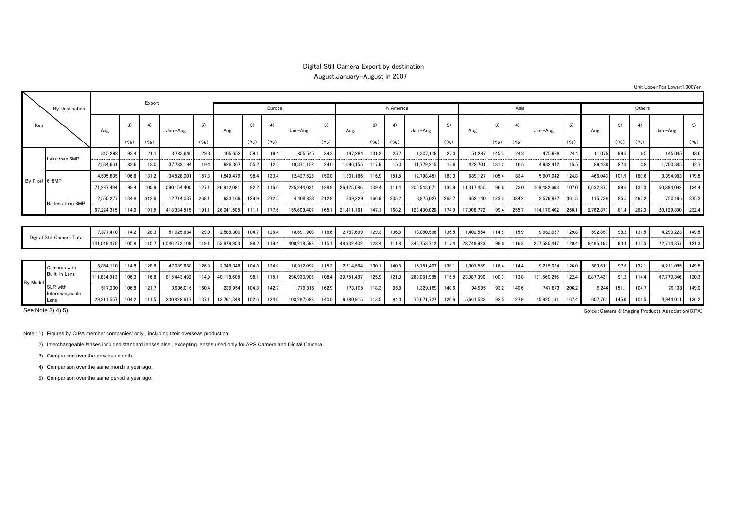# Digital Still Camera Export by destination

## August,January-August in 2007

Unit Upper:Pcs,Lower:1,000Yen

| Item | | By Destination | Export | | | | | Europe | | | | | N.America | | | | | Asia | | | | | Others | | | | |
|---|---|---|---|---|---|---|---|---|---|---|---|---|---|---|---|---|---|---|---|---|---|---|---|---|---|---|---|
| | | | Aug. | 3) (%) | 4) (%) | Jan.-Aug. | 5) (%) | Aug. | 3) (%) | 4) (%) | Jan.-Aug. | 5) (%) | Aug. | 3) (%) | 4) (%) | Jan.-Aug. | 5) (%) | Aug. | 3) (%) | 4) (%) | Jan.-Aug. | 5) (%) | Aug. | 3) (%) | 4) (%) | Jan.-Aug. | 5) (%) |
| By Pixel | Less than 6MP | | 315,298 | 93.4 | 21.1 | 3,783,646 | 29.3 | 105,652 | 59.1 | 19.4 | 1,855,545 | 34.3 | 147,284 | 131.2 | 25.7 | 1,307,118 | 27.3 | 51,287 | 145.3 | 24.3 | 475,938 | 24.4 | 11,075 | 99.5 | 6.5 | 145,045 | 18.6 |
| | | | 2,534,661 | 83.6 | 13.0 | 37,783,194 | 19.4 | 926,367 | 55.2 | 12.6 | 19,371,152 | 24.6 | 1,096,155 | 117.9 | 15.0 | 11,779,215 | 16.6 | 422,701 | 131.2 | 16.5 | 4,932,442 | 15.5 | 89,438 | 87.9 | 3.8 | 1,700,385 | 12.7 |
| | 6-8MP | | 4,505,835 | 106.6 | 131.2 | 34,528,001 | 157.8 | 1,549,479 | 98.4 | 133.4 | 12,427,525 | 150.0 | 1,801,186 | 116.9 | 151.5 | 12,798,451 | 183.3 | 689,127 | 105.4 | 83.4 | 5,907,042 | 124.8 | 466,043 | 101.9 | 180.6 | 3,394,983 | 179.5 |
| | | | 71,287,494 | 99.4 | 105.9 | 590,154,400 | 127.1 | 26,912,081 | 92.2 | 116.6 | 225,244,034 | 128.8 | 26,425,086 | 109.4 | 111.4 | 205,543,671 | 136.9 | 11,317,450 | 96.6 | 73.0 | 108,482,603 | 107.0 | 6,632,877 | 99.6 | 133.3 | 50,884,092 | 134.4 |
| | No less than 8MP | | 2,550,277 | 134.8 | 313.6 | 12,714,037 | 268.1 | 933,169 | 129.9 | 272.5 | 4,408,838 | 212.8 | 839,229 | 166.9 | 305.2 | 3,975,027 | 268.7 | 662,140 | 123.6 | 384.2 | 3,579,977 | 361.5 | 115,739 | 85.5 | 492.2 | 750,195 | 375.3 |
| | | | 67,224,315 | 114.9 | 191.5 | 418,334,515 | 191.1 | 26,041,505 | 111.1 | 177.6 | 155,603,407 | 165.1 | 21,411,161 | 147.1 | 168.2 | 128,430,826 | 174.9 | 17,008,772 | 99.4 | 255.7 | 114,170,402 | 268.1 | 2,762,877 | 81.4 | 262.3 | 20,129,880 | 232.4 |
| Digital Still Camera Total | | | 7,371,410 | 114.2 | 128.3 | 51,025,684 | 129.0 | 2,588,300 | 104.7 | 126.4 | 18,691,908 | 118.6 | 2,787,699 | 129.3 | 136.8 | 18,080,596 | 136.5 | 1,402,554 | 114.5 | 115.9 | 9,962,957 | 129.8 | 592,857 | 98.2 | 131.5 | 4,290,223 | 149.5 |
| | | | 141,046,470 | 105.8 | 115.7 | 1,046,272,109 | 119.1 | 53,879,953 | 99.2 | 119.4 | 400,218,593 | 115.1 | 48,932,402 | 123.4 | 111.8 | 345,753,712 | 117.4 | 28,748,923 | 98.6 | 116.3 | 227,585,447 | 129.4 | 9,485,192 | 93.4 | 113.5 | 72,714,357 | 121.3 |
| By Model | Cameras with Built-in Lens | | 6,854,110 | 114.8 | 128.8 | 47,089,668 | 126.9 | 2,348,346 | 104.8 | 124.9 | 16,912,092 | 115.3 | 2,614,594 | 130.1 | 140.8 | 16,751,407 | 136.1 | 1,307,559 | 116.4 | 114.4 | 9,215,084 | 126.0 | 583,611 | 97.6 | 132.1 | 4,211,085 | 149.5 |
| | | | 111,834,913 | 106.3 | 116.8 | 815,443,492 | 114.9 | 40,118,605 | 98.1 | 115.1 | 296,930,905 | 108.4 | 39,751,487 | 125.9 | 121.0 | 269,081,985 | 116.5 | 23,087,390 | 100.3 | 113.8 | 181,660,256 | 122.4 | 8,877,431 | 91.2 | 114.4 | 67,770,346 | 120.3 |
| | SLR with Interchangeable Lens | | 517,300 | 106.8 | 121.7 | 3,936,016 | 160.4 | 239,954 | 104.3 | 142.7 | 1,779,816 | 162.9 | 173,105 | 118.3 | 95.8 | 1,329,189 | 140.6 | 94,995 | 93.2 | 140.6 | 747,873 | 206.2 | 9,246 | 151.1 | 104.7 | 79,138 | 149.0 |
| | | | 29,211,557 | 104.2 | 111.5 | 230,828,617 | 137.1 | 13,761,348 | 102.6 | 134.0 | 103,287,688 | 140.0 | 9,180,915 | 113.5 | 84.3 | 76,671,727 | 120.6 | 5,661,533 | 92.5 | 127.9 | 45,925,191 | 167.4 | 607,761 | 145.0 | 101.5 | 4,944,011 | 136.2 |

See Note 3),4),5)

Sorce:Camera & Imaging Products Association(CIPA)

Note : 1) Figures by CIPA member companies' only , including their overseas production.

2) Interchangeable lenses included standard lenses alse , excepting lenses used only for APS Camera and Digital Camera.

3) Comparison over the previous month.

4) Comparison over the same month a year ago.

5) Comparison over the same period a year ago.